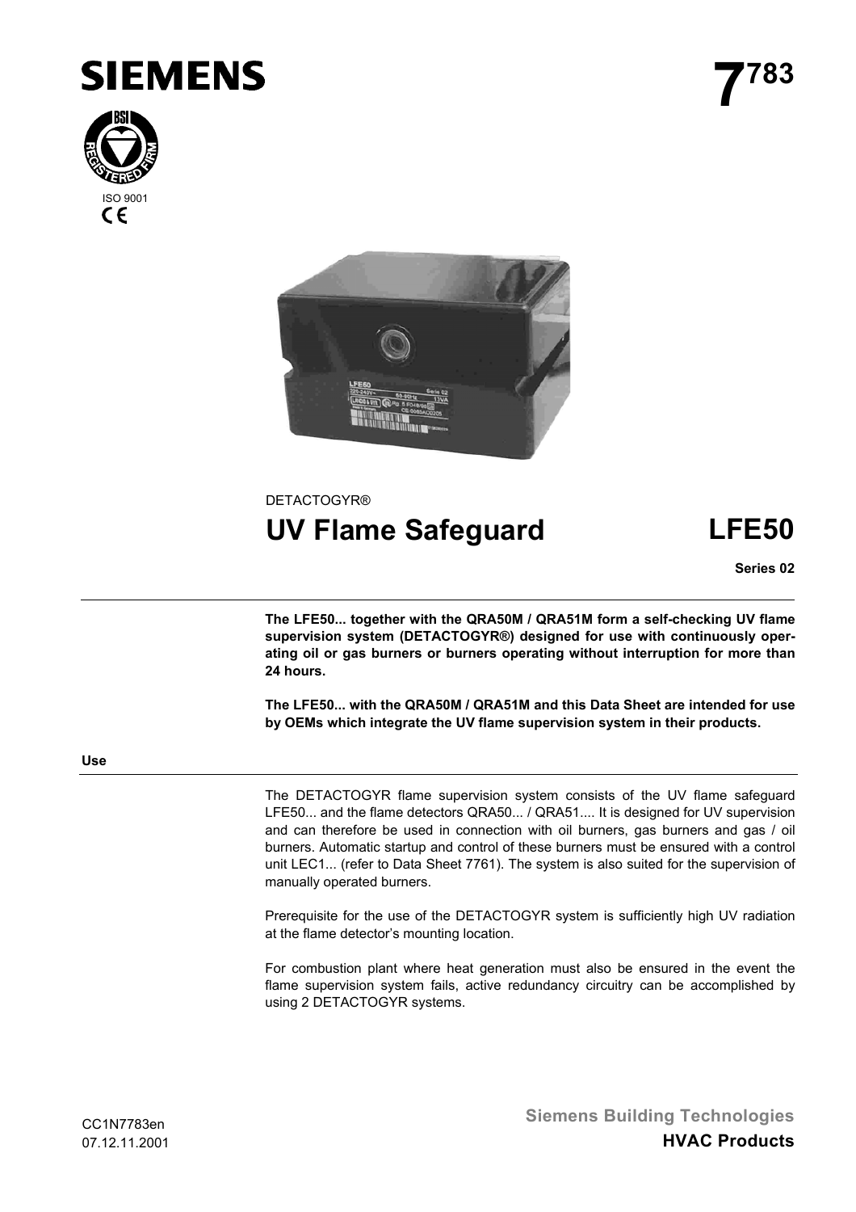SIEMENS

7[783]

ISO 9001

DETACTOGYR®

# UV Flame Safeguard LFE50

**Series 02**

**The LFE50... together with the QRA50M / QRA51M form a self-checking UV flame supervision system (DETACTOGYR®) designed for use with continuously operating oil or gas burners or burners operating without interruption for more than 24 hours.**

**The LFE50... with the QRA50M / QRA51M and this Data Sheet are intended for use by OEMs which integrate the UV flame supervision system in their products.**

## Use

The DETACTOGYR flame supervision system consists of the UV flame safeguard LFE50... and the flame detectors QRA50... / QRA51.... It is designed for UV supervision and can therefore be used in connection with oil burners, gas burners and gas / oil burners. Automatic startup and control of these burners must be ensured with a control unit LEC1... (refer to Data Sheet 7761). The system is also suited for the supervision of manually operated burners.

Prerequisite for the use of the DETACTOGYR system is sufficiently high UV radiation at the flame detector's mounting location.

For combustion plant where heat generation must also be ensured in the event the flame supervision system fails, active redundancy circuitry can be accomplished by using 2 DETACTOGYR systems.

CC1N7783en
07.12.11.2001

Siemens Building Technologies
**HVAC Products**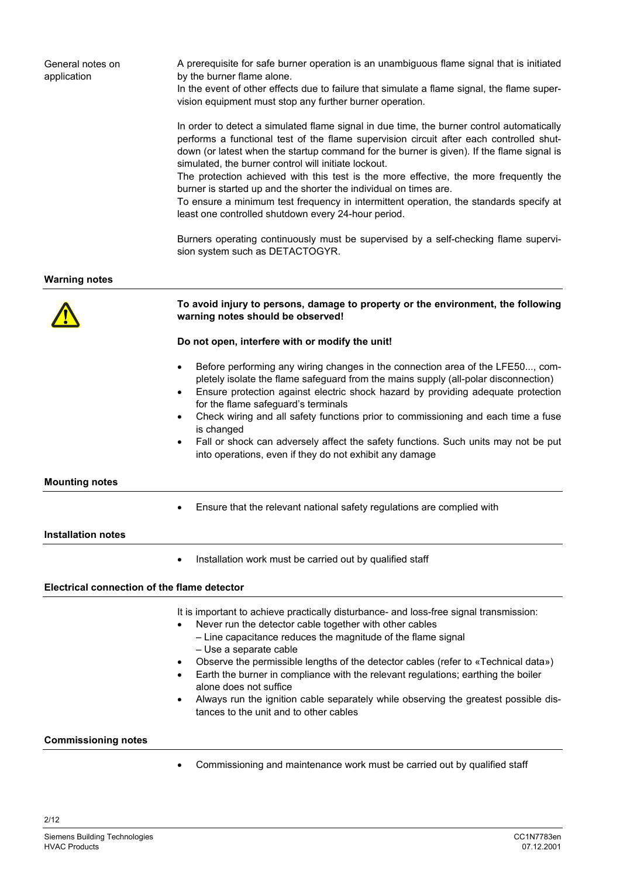**General notes on application**

A prerequisite for safe burner operation is an unambiguous flame signal that is initiated by the burner flame alone.
In the event of other effects due to failure that simulate a flame signal, the flame supervision equipment must stop any further burner operation.

In order to detect a simulated flame signal in due time, the burner control automatically performs a functional test of the flame supervision circuit after each controlled shutdown (or latest when the startup command for the burner is given). If the flame signal is simulated, the burner control will initiate lockout.
The protection achieved with this test is the more effective, the more frequently the burner is started up and the shorter the individual on times are.
To ensure a minimum test frequency in intermittent operation, the standards specify at least one controlled shutdown every 24-hour period.

Burners operating continuously must be supervised by a self-checking flame supervision system such as DETACTOGYR.

## Warning notes

**To avoid injury to persons, damage to property or the environment, the following warning notes should be observed!**

**Do not open, interfere with or modify the unit!**

- Before performing any wiring changes in the connection area of the LFE50..., completely isolate the flame safeguard from the mains supply (all-polar disconnection)
- Ensure protection against electric shock hazard by providing adequate protection for the flame safeguard's terminals
- Check wiring and all safety functions prior to commissioning and each time a fuse is changed
- Fall or shock can adversely affect the safety functions. Such units may not be put into operations, even if they do not exhibit any damage

## Mounting notes

- Ensure that the relevant national safety regulations are complied with

## Installation notes

- Installation work must be carried out by qualified staff

## Electrical connection of the flame detector

It is important to achieve practically disturbance- and loss-free signal transmission:

- Never run the detector cable together with other cables
  – Line capacitance reduces the magnitude of the flame signal
  – Use a separate cable
- Observe the permissible lengths of the detector cables (refer to «Technical data»)
- Earth the burner in compliance with the relevant regulations; earthing the boiler alone does not suffice
- Always run the ignition cable separately while observing the greatest possible distances to the unit and to other cables

## Commissioning notes

- Commissioning and maintenance work must be carried out by qualified staff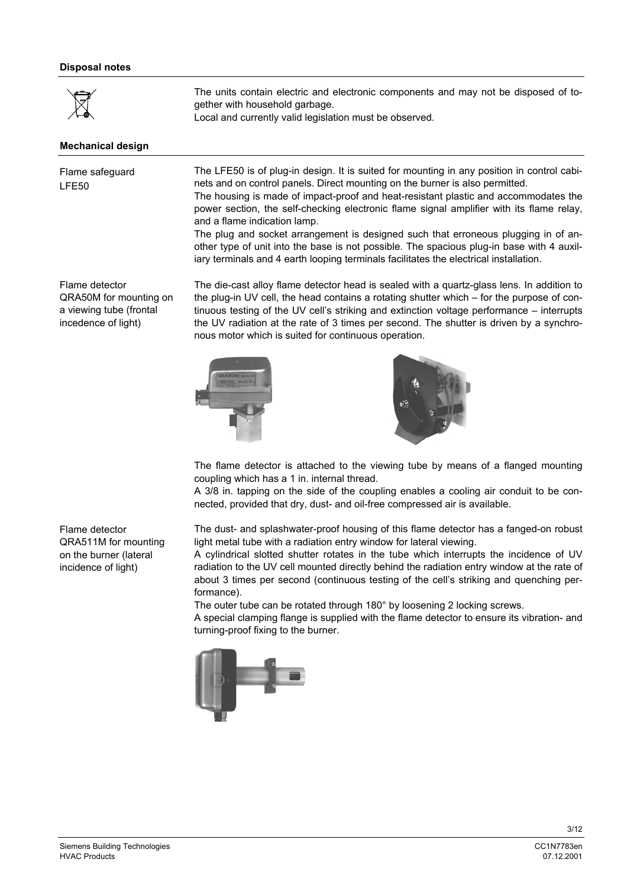## Disposal notes

The units contain electric and electronic components and may not be disposed of together with household garbage.
Local and currently valid legislation must be observed.

## Mechanical design

**Flame safeguard LFE50**

The LFE50 is of plug-in design. It is suited for mounting in any position in control cabinets and on control panels. Direct mounting on the burner is also permitted.
The housing is made of impact-proof and heat-resistant plastic and accommodates the power section, the self-checking electronic flame signal amplifier with its flame relay, and a flame indication lamp.
The plug and socket arrangement is designed such that erroneous plugging in of another type of unit into the base is not possible. The spacious plug-in base with 4 auxiliary terminals and 4 earth looping terminals facilitates the electrical installation.

**Flame detector QRA50M for mounting on a viewing tube (frontal incedence of light)**

The die-cast alloy flame detector head is sealed with a quartz-glass lens. In addition to the plug-in UV cell, the head contains a rotating shutter which – for the purpose of continuous testing of the UV cell's striking and extinction voltage performance – interrupts the UV radiation at the rate of 3 times per second. The shutter is driven by a synchronous motor which is suited for continuous operation.

The flame detector is attached to the viewing tube by means of a flanged mounting coupling which has a 1 in. internal thread.
A 3/8 in. tapping on the side of the coupling enables a cooling air conduit to be connected, provided that dry, dust- and oil-free compressed air is available.

**Flame detector QRA511M for mounting on the burner (lateral incidence of light)**

The dust- and splashwater-proof housing of this flame detector has a fanged-on robust light metal tube with a radiation entry window for lateral viewing.
A cylindrical slotted shutter rotates in the tube which interrupts the incidence of UV radiation to the UV cell mounted directly behind the radiation entry window at the rate of about 3 times per second (continuous testing of the cell's striking and quenching performance).
The outer tube can be rotated through 180° by loosening 2 locking screws.
A special clamping flange is supplied with the flame detector to ensure its vibration- and turning-proof fixing to the burner.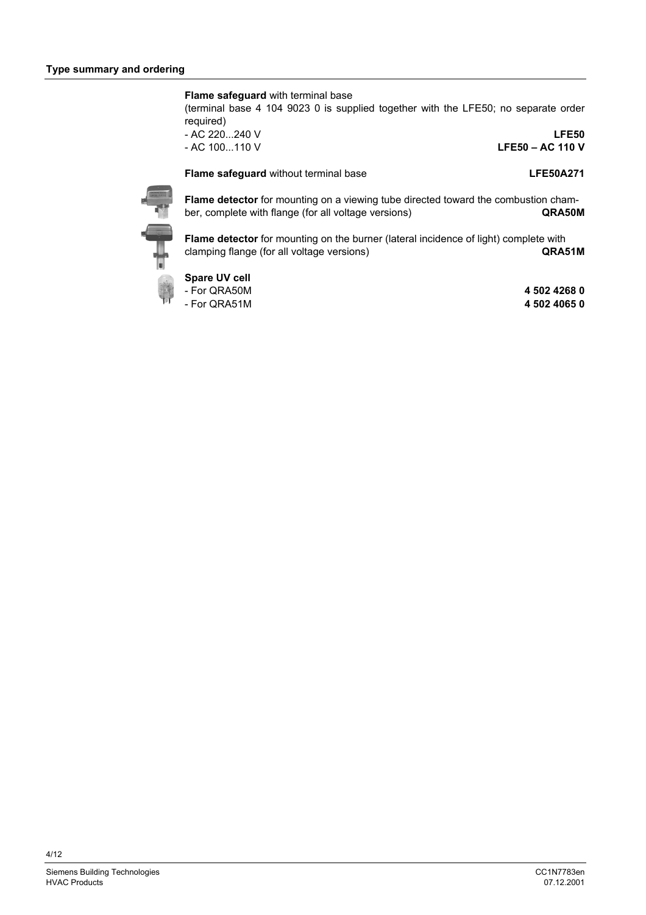## Type summary and ordering

**Flame safeguard** with terminal base
(terminal base 4 104 9023 0 is supplied together with the LFE50; no separate order required)

- AC 220...240 V **LFE50**
- AC 100...110 V **LFE50 – AC 110 V**

**Flame safeguard** without terminal base **LFE50A271**

**Flame detector** for mounting on a viewing tube directed toward the combustion chamber, complete with flange (for all voltage versions) **QRA50M**

**Flame detector** for mounting on the burner (lateral incidence of light) complete with clamping flange (for all voltage versions) **QRA51M**

**Spare UV cell**

- For QRA50M **4 502 4268 0**
- For QRA51M **4 502 4065 0**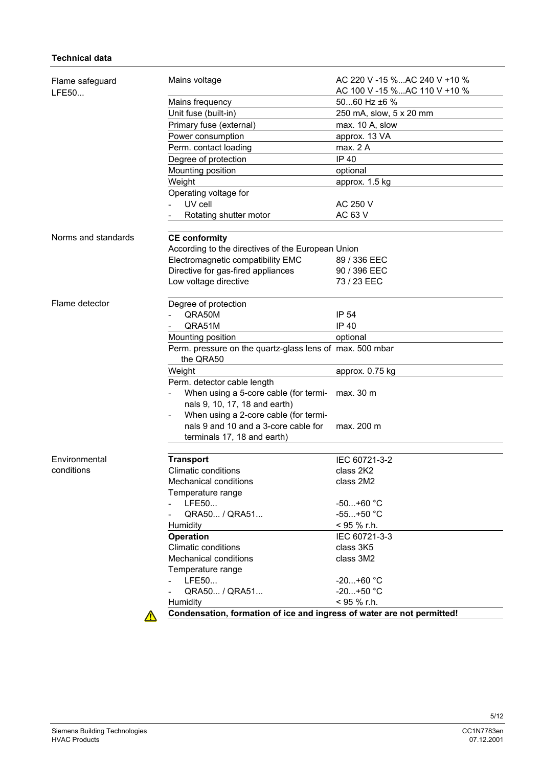**Technical data**

| | | |
|---|---|---|
| Flame safeguard LFE50... | Mains voltage | AC 220 V -15 %...AC 240 V +10 %<br>AC 100 V -15 %...AC 110 V +10 % |
| | Mains frequency | 50...60 Hz ±6 % |
| | Unit fuse (built-in) | 250 mA, slow, 5 x 20 mm |
| | Primary fuse (external) | max. 10 A, slow |
| | Power consumption | approx. 13 VA |
| | Perm. contact loading | max. 2 A |
| | Degree of protection | IP 40 |
| | Mounting position | optional |
| | Weight | approx. 1.5 kg |
| | Operating voltage for | |
| | - UV cell | AC 250 V |
| | - Rotating shutter motor | AC 63 V |
| Norms and standards | **CE conformity** | |
| | According to the directives of the European Union | |
| | Electromagnetic compatibility EMC | 89 / 336 EEC |
| | Directive for gas-fired appliances | 90 / 396 EEC |
| | Low voltage directive | 73 / 23 EEC |
| Flame detector | Degree of protection | |
| | - QRA50M | IP 54 |
| | - QRA51M | IP 40 |
| | Mounting position | optional |
| | Perm. pressure on the quartz-glass lens of the QRA50 | max. 500 mbar |
| | Weight | approx. 0.75 kg |
| | Perm. detector cable length | |
| | - When using a 5-core cable (for terminals 9, 10, 17, 18 and earth) | max. 30 m |
| | - When using a 2-core cable (for terminals 9 and 10 and a 3-core cable for terminals 17, 18 and earth) | max. 200 m |
| Environmental conditions | **Transport** | IEC 60721-3-2 |
| | Climatic conditions | class 2K2 |
| | Mechanical conditions | class 2M2 |
| | Temperature range | |
| | - LFE50... | -50...+60 °C |
| | - QRA50... / QRA51... | -55...+50 °C |
| | Humidity | < 95 % r.h. |
| | **Operation** | IEC 60721-3-3 |
| | Climatic conditions | class 3K5 |
| | Mechanical conditions | class 3M2 |
| | Temperature range | |
| | - LFE50... | -20...+60 °C |
| | - QRA50... / QRA51... | -20...+50 °C |
| | Humidity | < 95 % r.h. |

⚠ **Condensation, formation of ice and ingress of water are not permitted!**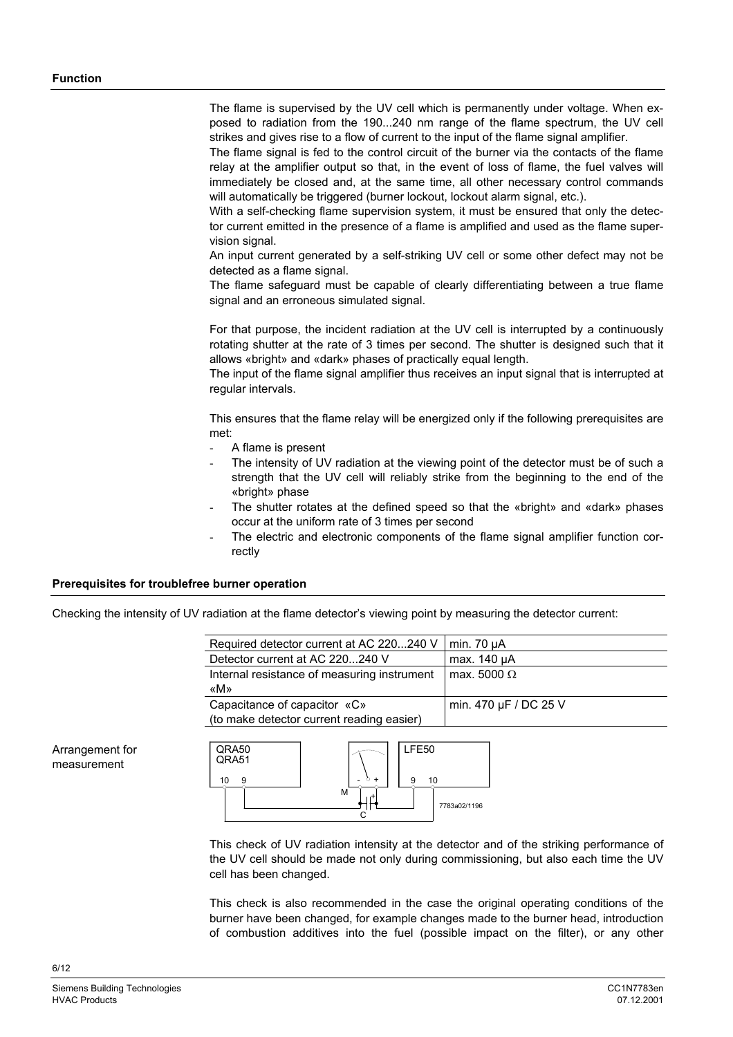## Function

The flame is supervised by the UV cell which is permanently under voltage. When exposed to radiation from the 190...240 nm range of the flame spectrum, the UV cell strikes and gives rise to a flow of current to the input of the flame signal amplifier.
The flame signal is fed to the control circuit of the burner via the contacts of the flame relay at the amplifier output so that, in the event of loss of flame, the fuel valves will immediately be closed and, at the same time, all other necessary control commands will automatically be triggered (burner lockout, lockout alarm signal, etc.).
With a self-checking flame supervision system, it must be ensured that only the detector current emitted in the presence of a flame is amplified and used as the flame supervision signal.
An input current generated by a self-striking UV cell or some other defect may not be detected as a flame signal.
The flame safeguard must be capable of clearly differentiating between a true flame signal and an erroneous simulated signal.

For that purpose, the incident radiation at the UV cell is interrupted by a continuously rotating shutter at the rate of 3 times per second. The shutter is designed such that it allows «bright» and «dark» phases of practically equal length.
The input of the flame signal amplifier thus receives an input signal that is interrupted at regular intervals.

This ensures that the flame relay will be energized only if the following prerequisites are met:

- A flame is present
- The intensity of UV radiation at the viewing point of the detector must be of such a strength that the UV cell will reliably strike from the beginning to the end of the «bright» phase
- The shutter rotates at the defined speed so that the «bright» and «dark» phases occur at the uniform rate of 3 times per second
- The electric and electronic components of the flame signal amplifier function correctly

## Prerequisites for troublefree burner operation

Checking the intensity of UV radiation at the flame detector's viewing point by measuring the detector current:

| | |
|---|---|
| Required detector current at AC 220...240 V | min. 70 µA |
| Detector current at AC 220...240 V | max. 140 µA |
| Internal resistance of measuring instrument «M» | max. 5000 Ω |
| Capacitance of capacitor «C» (to make detector current reading easier) | min. 470 µF / DC 25 V |

Arrangement for measurement

QRA50
QRA51
10 9
M
C
LFE50
9 10
7783a02/1196

This check of UV radiation intensity at the detector and of the striking performance of the UV cell should be made not only during commissioning, but also each time the UV cell has been changed.

This check is also recommended in the case the original operating conditions of the burner have been changed, for example changes made to the burner head, introduction of combustion additives into the fuel (possible impact on the filter), or any other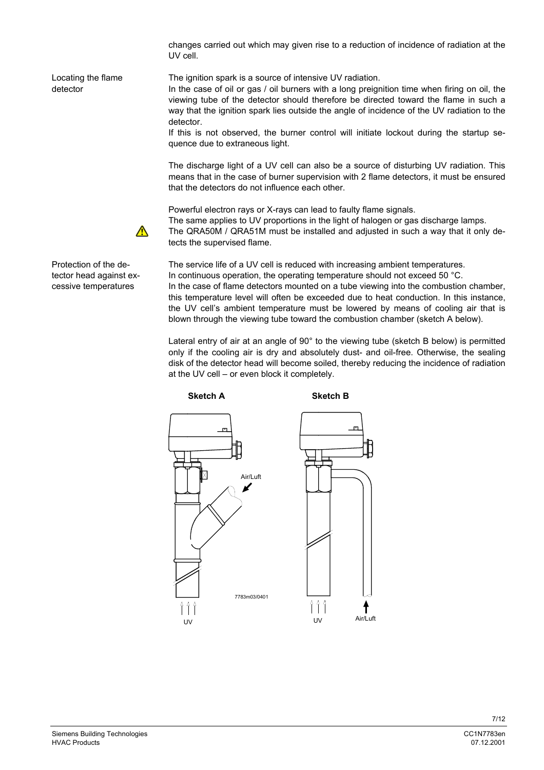changes carried out which may given rise to a reduction of incidence of radiation at the UV cell.

**Locating the flame detector**

The ignition spark is a source of intensive UV radiation.
In the case of oil or gas / oil burners with a long preignition time when firing on oil, the viewing tube of the detector should therefore be directed toward the flame in such a way that the ignition spark lies outside the angle of incidence of the UV radiation to the detector.
If this is not observed, the burner control will initiate lockout during the startup sequence due to extraneous light.

The discharge light of a UV cell can also be a source of disturbing UV radiation. This means that in the case of burner supervision with 2 flame detectors, it must be ensured that the detectors do not influence each other.

Powerful electron rays or X-rays can lead to faulty flame signals.
The same applies to UV proportions in the light of halogen or gas discharge lamps.
⚠ The QRA50M / QRA51M must be installed and adjusted in such a way that it only detects the supervised flame.

**Protection of the detector head against excessive temperatures**

The service life of a UV cell is reduced with increasing ambient temperatures.
In continuous operation, the operating temperature should not exceed 50 °C.
In the case of flame detectors mounted on a tube viewing into the combustion chamber, this temperature level will often be exceeded due to heat conduction. In this instance, the UV cell's ambient temperature must be lowered by means of cooling air that is blown through the viewing tube toward the combustion chamber (sketch A below).

Lateral entry of air at an angle of 90° to the viewing tube (sketch B below) is permitted only if the cooling air is dry and absolutely dust- and oil-free. Otherwise, the sealing disk of the detector head will become soiled, thereby reducing the incidence of radiation at the UV cell – or even block it completely.

**Sketch A** **Sketch B**

Air/Luft

UV

7783m03/0401

UV Air/Luft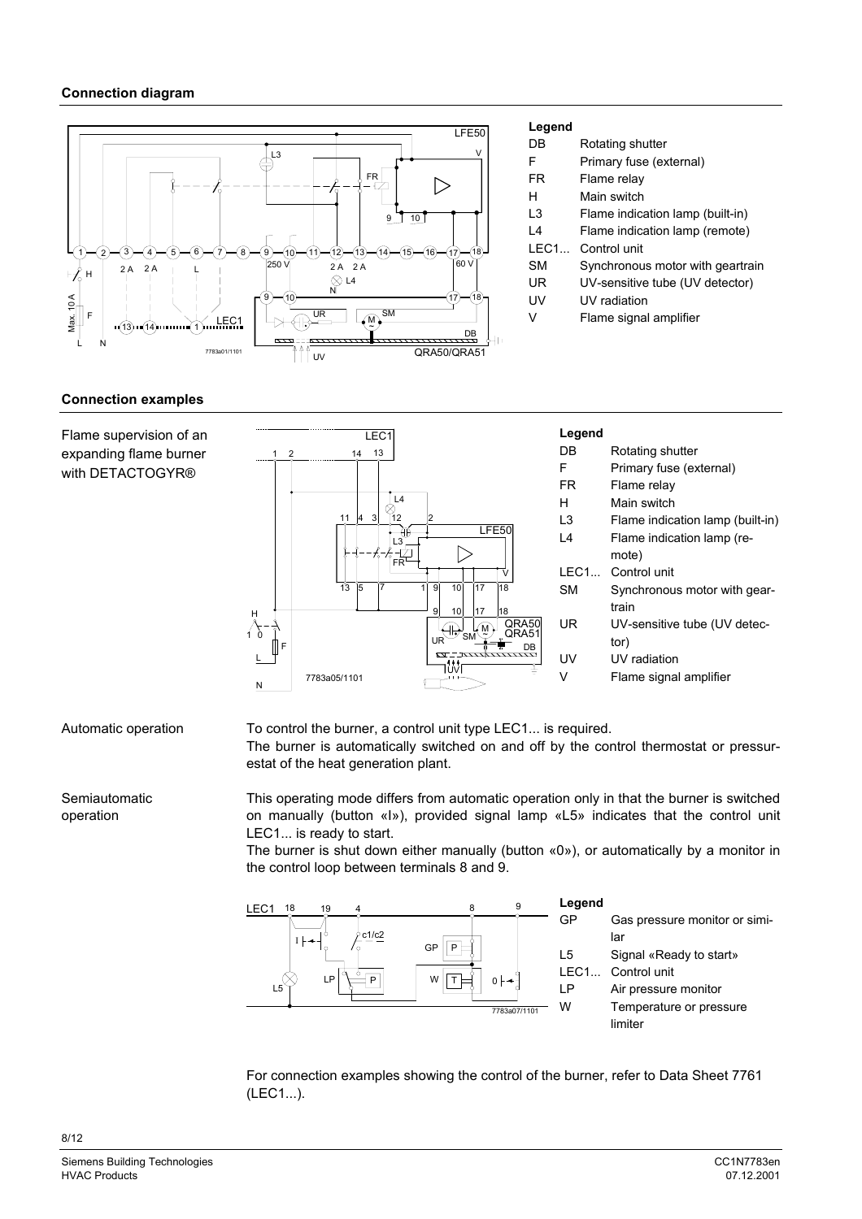## Connection diagram

### Legend

| | |
|---|---|
| DB | Rotating shutter |
| F | Primary fuse (external) |
| FR | Flame relay |
| H | Main switch |
| L3 | Flame indication lamp (built-in) |
| L4 | Flame indication lamp (remote) |
| LEC1... | Control unit |
| SM | Synchronous motor with geartrain |
| UR | UV-sensitive tube (UV detector) |
| UV | UV radiation |
| V | Flame signal amplifier |

## Connection examples

Flame supervision of an expanding flame burner with DETACTOGYR®

### Legend

| | |
|---|---|
| DB | Rotating shutter |
| F | Primary fuse (external) |
| FR | Flame relay |
| H | Main switch |
| L3 | Flame indication lamp (built-in) |
| L4 | Flame indication lamp (remote) |
| LEC1... | Control unit |
| SM | Synchronous motor with geartrain |
| UR | UV-sensitive tube (UV detector) |
| UV | UV radiation |
| V | Flame signal amplifier |

**Automatic operation**

To control the burner, a control unit type LEC1... is required.
The burner is automatically switched on and off by the control thermostat or pressurestat of the heat generation plant.

**Semiautomatic operation**

This operating mode differs from automatic operation only in that the burner is switched on manually (button «I»), provided signal lamp «L5» indicates that the control unit LEC1... is ready to start.
The burner is shut down either manually (button «0»), or automatically by a monitor in the control loop between terminals 8 and 9.

### Legend

| | |
|---|---|
| GP | Gas pressure monitor or similar |
| L5 | Signal «Ready to start» |
| LEC1... | Control unit |
| LP | Air pressure monitor |
| W | Temperature or pressure limiter |

For connection examples showing the control of the burner, refer to Data Sheet 7761 (LEC1...).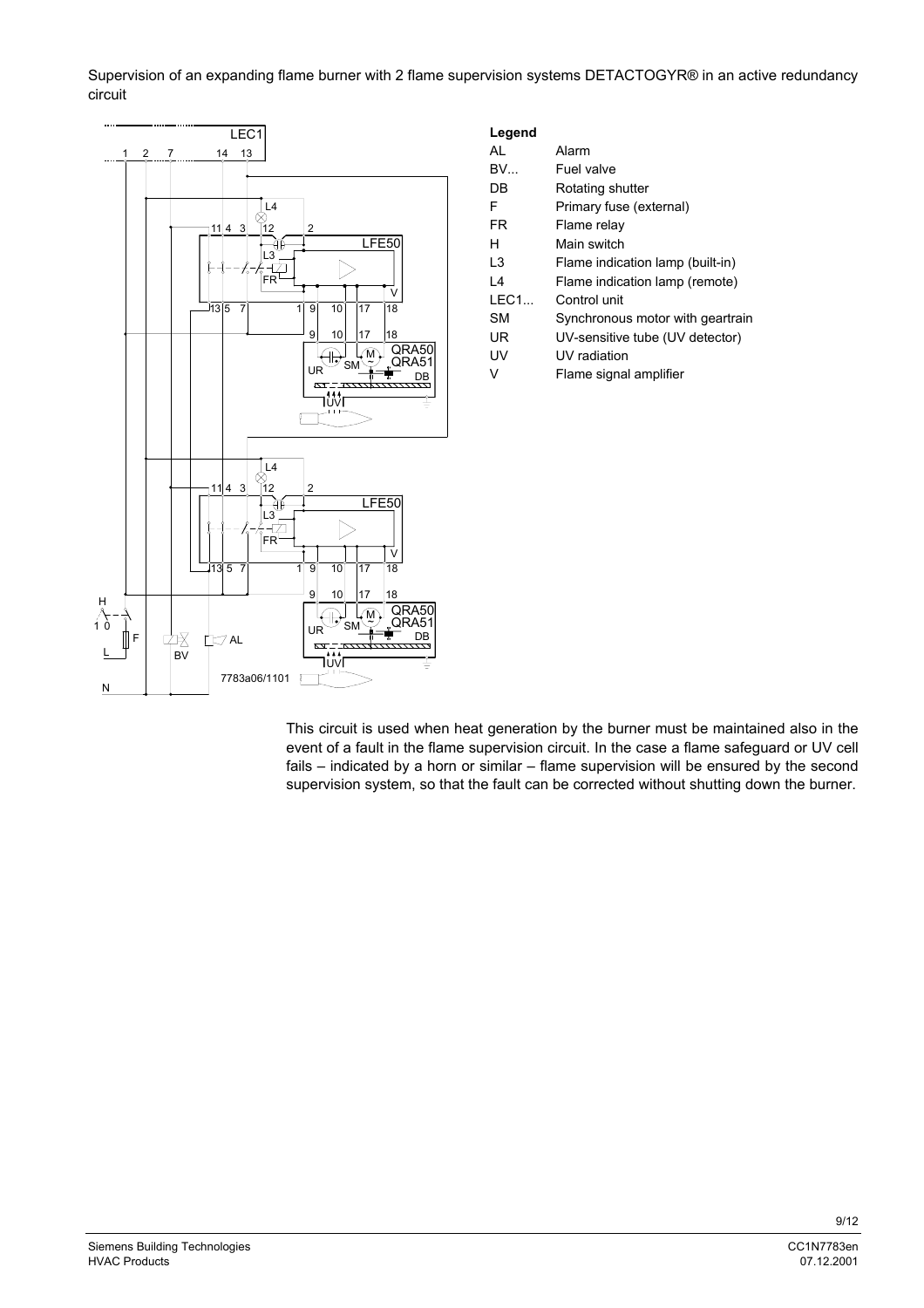Supervision of an expanding flame burner with 2 flame supervision systems DETACTOGYR® in an active redundancy circuit

**Legend**

| | |
|---|---|
| AL | Alarm |
| BV... | Fuel valve |
| DB | Rotating shutter |
| F | Primary fuse (external) |
| FR | Flame relay |
| H | Main switch |
| L3 | Flame indication lamp (built-in) |
| L4 | Flame indication lamp (remote) |
| LEC1... | Control unit |
| SM | Synchronous motor with geartrain |
| UR | UV-sensitive tube (UV detector) |
| UV | UV radiation |
| V | Flame signal amplifier |

7783a06/1101

This circuit is used when heat generation by the burner must be maintained also in the event of a fault in the flame supervision circuit. In the case a flame safeguard or UV cell fails – indicated by a horn or similar – flame supervision will be ensured by the second supervision system, so that the fault can be corrected without shutting down the burner.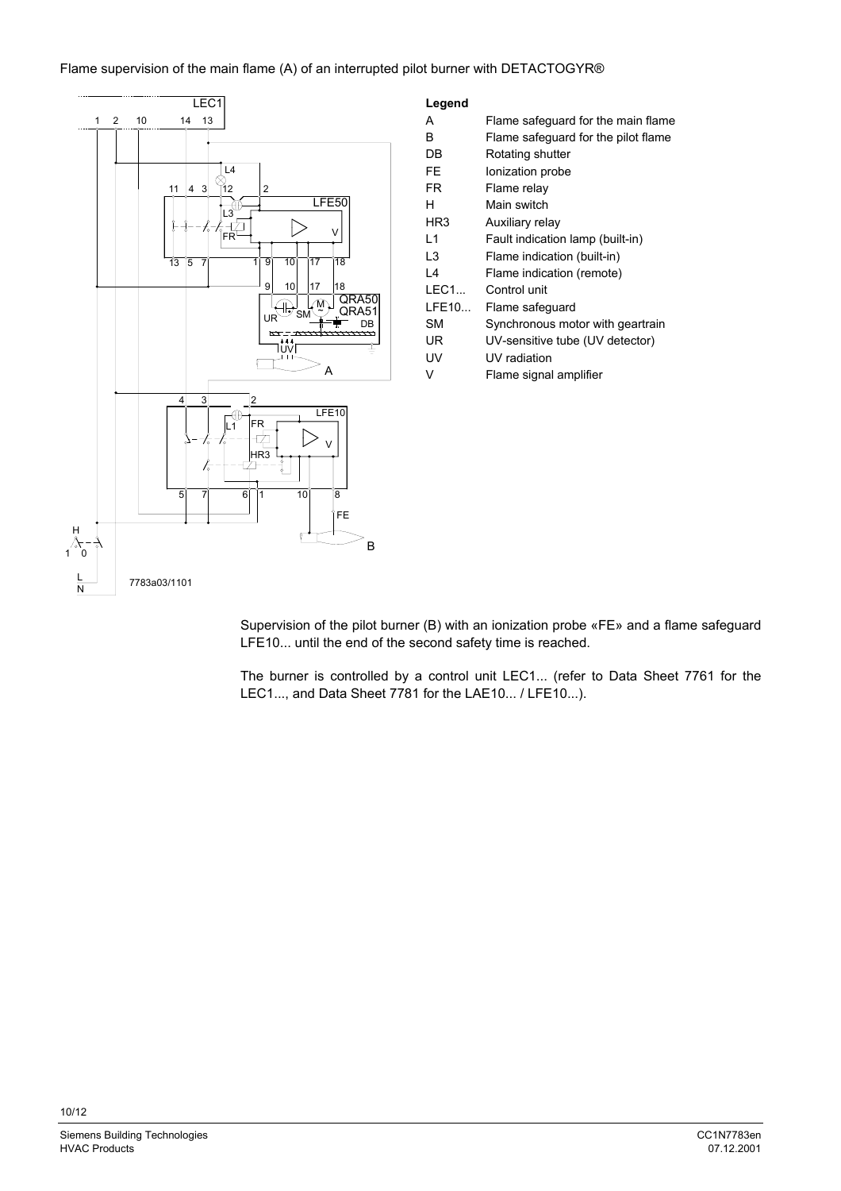Flame supervision of the main flame (A) of an interrupted pilot burner with DETACTOGYR®

**Legend**

| | |
|---|---|
| A | Flame safeguard for the main flame |
| B | Flame safeguard for the pilot flame |
| DB | Rotating shutter |
| FE | Ionization probe |
| FR | Flame relay |
| H | Main switch |
| HR3 | Auxiliary relay |
| L1 | Fault indication lamp (built-in) |
| L3 | Flame indication (built-in) |
| L4 | Flame indication (remote) |
| LEC1... | Control unit |
| LFE10... | Flame safeguard |
| SM | Synchronous motor with geartrain |
| UR | UV-sensitive tube (UV detector) |
| UV | UV radiation |
| V | Flame signal amplifier |

7783a03/1101

Supervision of the pilot burner (B) with an ionization probe «FE» and a flame safeguard LFE10... until the end of the second safety time is reached.

The burner is controlled by a control unit LEC1... (refer to Data Sheet 7761 for the LEC1..., and Data Sheet 7781 for the LAE10... / LFE10...).

Siemens Building Technologies
HVAC Products

CC1N7783en
07.12.2001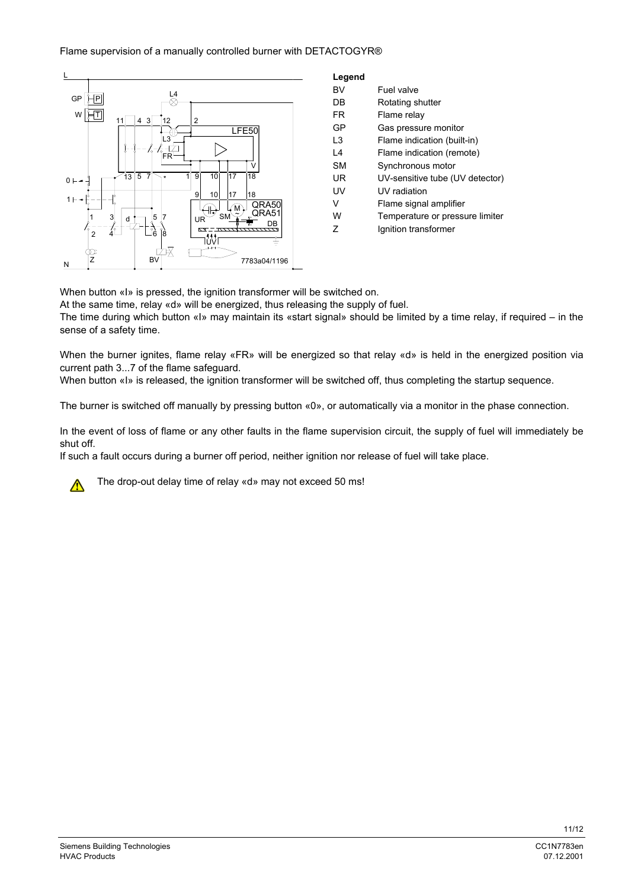Flame supervision of a manually controlled burner with DETACTOGYR®

**Legend**

| | |
|---|---|
| BV | Fuel valve |
| DB | Rotating shutter |
| FR | Flame relay |
| GP | Gas pressure monitor |
| L3 | Flame indication (built-in) |
| L4 | Flame indication (remote) |
| SM | Synchronous motor |
| UR | UV-sensitive tube (UV detector) |
| UV | UV radiation |
| V | Flame signal amplifier |
| W | Temperature or pressure limiter |
| Z | Ignition transformer |

7783a04/1196

When button «I» is pressed, the ignition transformer will be switched on.
At the same time, relay «d» will be energized, thus releasing the supply of fuel.
The time during which button «I» may maintain its «start signal» should be limited by a time relay, if required – in the sense of a safety time.

When the burner ignites, flame relay «FR» will be energized so that relay «d» is held in the energized position via current path 3...7 of the flame safeguard.
When button «I» is released, the ignition transformer will be switched off, thus completing the startup sequence.

The burner is switched off manually by pressing button «0», or automatically via a monitor in the phase connection.

In the event of loss of flame or any other faults in the flame supervision circuit, the supply of fuel will immediately be shut off.
If such a fault occurs during a burner off period, neither ignition nor release of fuel will take place.

⚠ The drop-out delay time of relay «d» may not exceed 50 ms!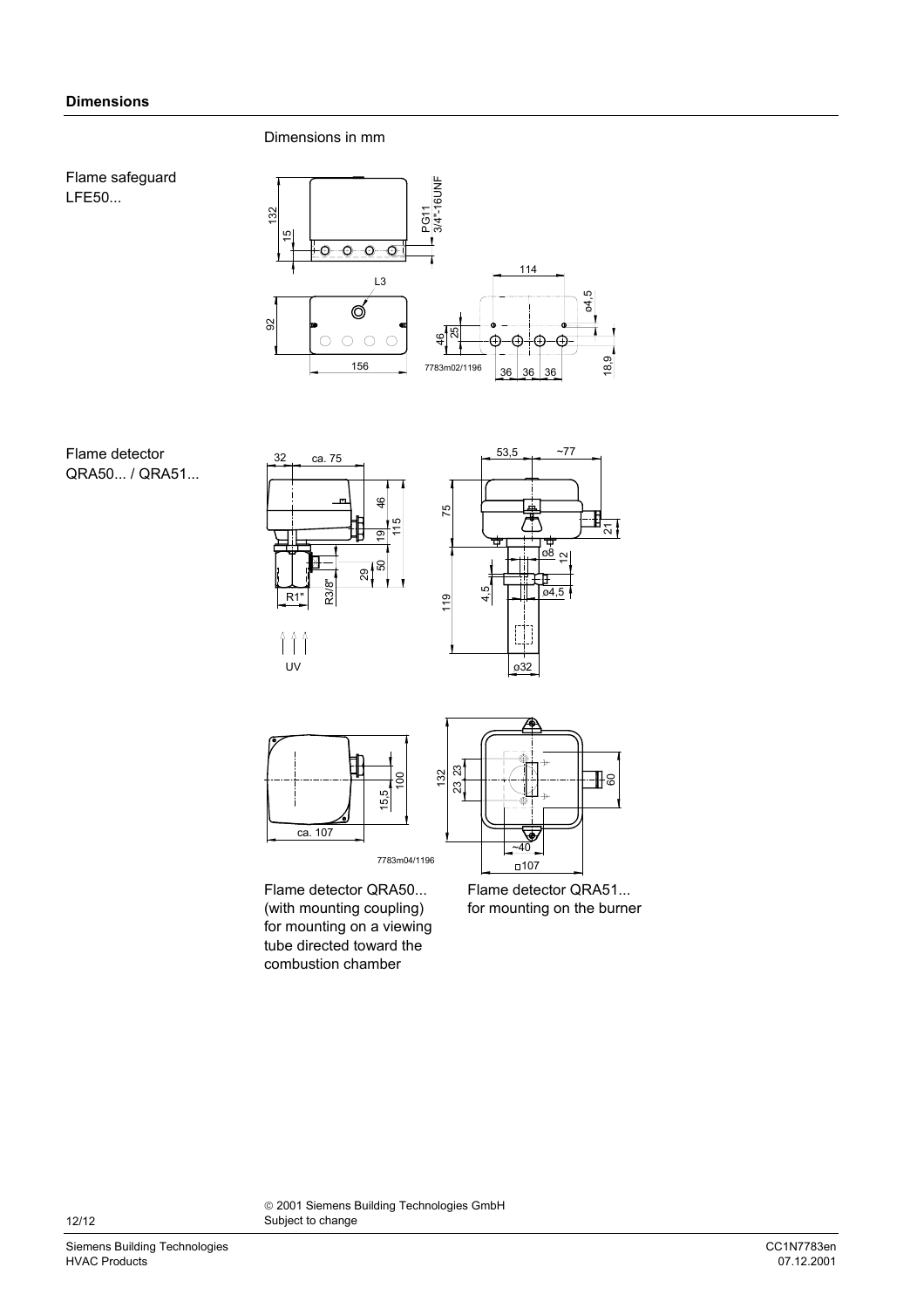## Dimensions

Dimensions in mm

Flame safeguard LFE50...

132
15
PG11
3/4"-16UNF
L3
92
156
114
ø4,5
46
25
18,9
7783m02/1196
36 36 36

Flame detector QRA50... / QRA51...

32
ca. 75
46
19
115
50
29
R1"
R3/8"
UV
53,5
~77
75
21
ø8
12
4,5
ø4,5
119
ø32
100
15,5
ca. 107
7783m04/1196
132
23 23
60
~40
□107

Flame detector QRA50... (with mounting coupling) for mounting on a viewing tube directed toward the combustion chamber

Flame detector QRA51... for mounting on the burner

© 2001 Siemens Building Technologies GmbH
Subject to change